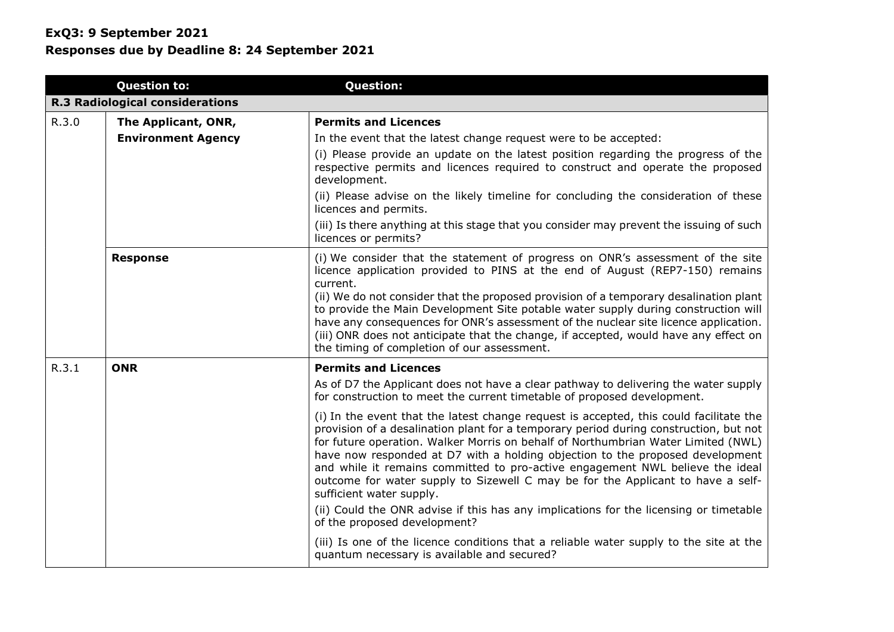**ExQ3: 9 September 2021**

**Responses due by Deadline 8: 24 September 2021**

| | Question to: | Question: |
|---|---|---|
| **R.3 Radiological considerations** | | |
| R.3.0 | **The Applicant, ONR, Environment Agency** | **Permits and Licences**<br>In the event that the latest change request were to be accepted:<br>(i) Please provide an update on the latest position regarding the progress of the respective permits and licences required to construct and operate the proposed development.<br>(ii) Please advise on the likely timeline for concluding the consideration of these licences and permits.<br>(iii) Is there anything at this stage that you consider may prevent the issuing of such licences or permits? |
| | **Response** | (i) We consider that the statement of progress on ONR's assessment of the site licence application provided to PINS at the end of August (REP7-150) remains current.<br>(ii) We do not consider that the proposed provision of a temporary desalination plant to provide the Main Development Site potable water supply during construction will have any consequences for ONR's assessment of the nuclear site licence application.<br>(iii) ONR does not anticipate that the change, if accepted, would have any effect on the timing of completion of our assessment. |
| R.3.1 | **ONR** | **Permits and Licences**<br>As of D7 the Applicant does not have a clear pathway to delivering the water supply for construction to meet the current timetable of proposed development.<br>(i) In the event that the latest change request is accepted, this could facilitate the provision of a desalination plant for a temporary period during construction, but not for future operation. Walker Morris on behalf of Northumbrian Water Limited (NWL) have now responded at D7 with a holding objection to the proposed development and while it remains committed to pro-active engagement NWL believe the ideal outcome for water supply to Sizewell C may be for the Applicant to have a self-sufficient water supply.<br>(ii) Could the ONR advise if this has any implications for the licensing or timetable of the proposed development?<br>(iii) Is one of the licence conditions that a reliable water supply to the site at the quantum necessary is available and secured? |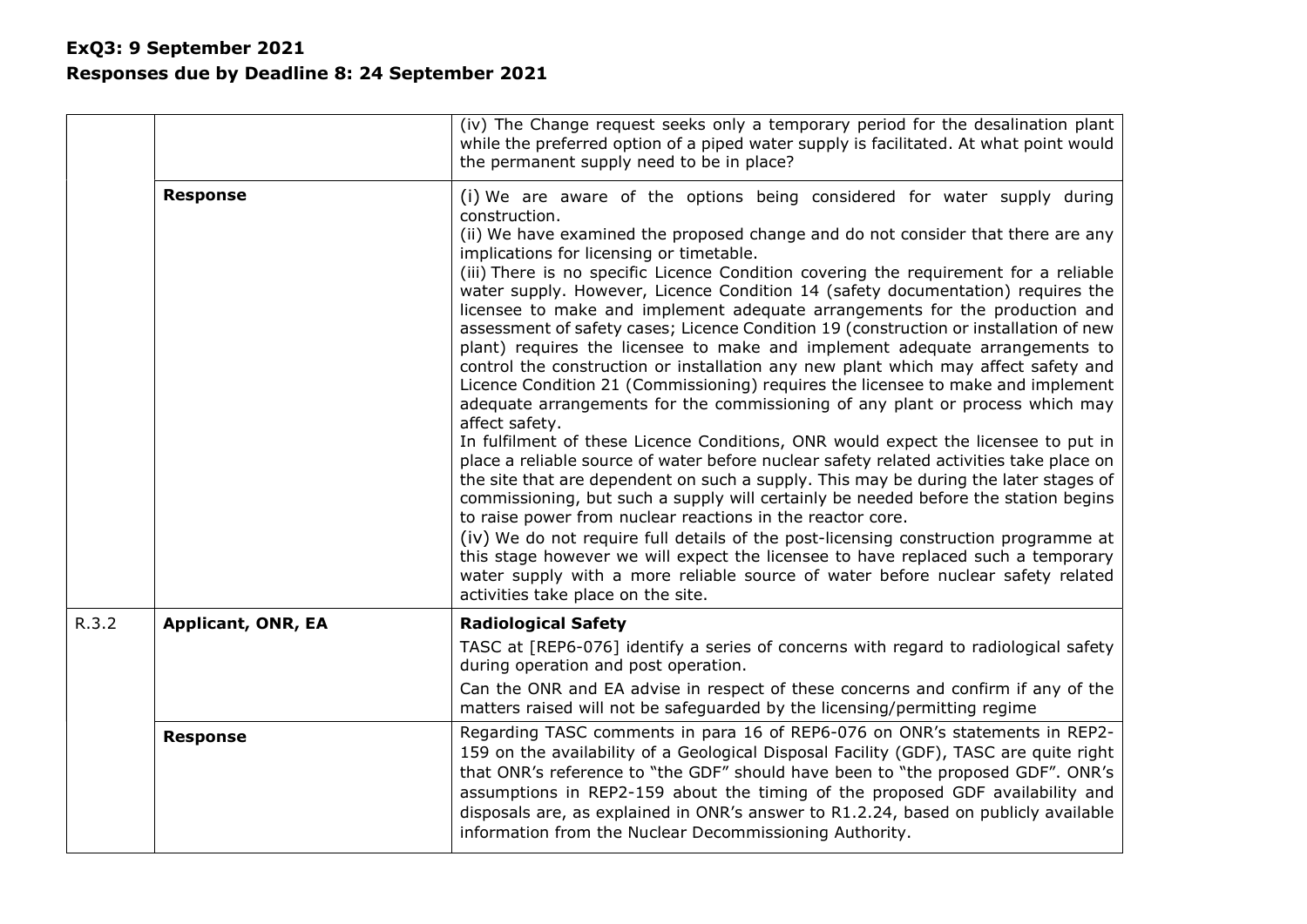**ExQ3: 9 September 2021**
**Responses due by Deadline 8: 24 September 2021**

| | | |
|---|---|---|
| | | (iv) The Change request seeks only a temporary period for the desalination plant while the preferred option of a piped water supply is facilitated. At what point would the permanent supply need to be in place? |
| | **Response** | (i) We are aware of the options being considered for water supply during construction.<br>(ii) We have examined the proposed change and do not consider that there are any implications for licensing or timetable.<br>(iii) There is no specific Licence Condition covering the requirement for a reliable water supply. However, Licence Condition 14 (safety documentation) requires the licensee to make and implement adequate arrangements for the production and assessment of safety cases; Licence Condition 19 (construction or installation of new plant) requires the licensee to make and implement adequate arrangements to control the construction or installation any new plant which may affect safety and Licence Condition 21 (Commissioning) requires the licensee to make and implement adequate arrangements for the commissioning of any plant or process which may affect safety.<br>In fulfilment of these Licence Conditions, ONR would expect the licensee to put in place a reliable source of water before nuclear safety related activities take place on the site that are dependent on such a supply. This may be during the later stages of commissioning, but such a supply will certainly be needed before the station begins to raise power from nuclear reactions in the reactor core.<br>(iv) We do not require full details of the post-licensing construction programme at this stage however we will expect the licensee to have replaced such a temporary water supply with a more reliable source of water before nuclear safety related activities take place on the site. |
| R.3.2 | **Applicant, ONR, EA** | **Radiological Safety**<br>TASC at [REP6-076] identify a series of concerns with regard to radiological safety during operation and post operation.<br>Can the ONR and EA advise in respect of these concerns and confirm if any of the matters raised will not be safeguarded by the licensing/permitting regime |
| | **Response** | Regarding TASC comments in para 16 of REP6-076 on ONR's statements in REP2-159 on the availability of a Geological Disposal Facility (GDF), TASC are quite right that ONR's reference to "the GDF" should have been to "the proposed GDF". ONR's assumptions in REP2-159 about the timing of the proposed GDF availability and disposals are, as explained in ONR's answer to R1.2.24, based on publicly available information from the Nuclear Decommissioning Authority. |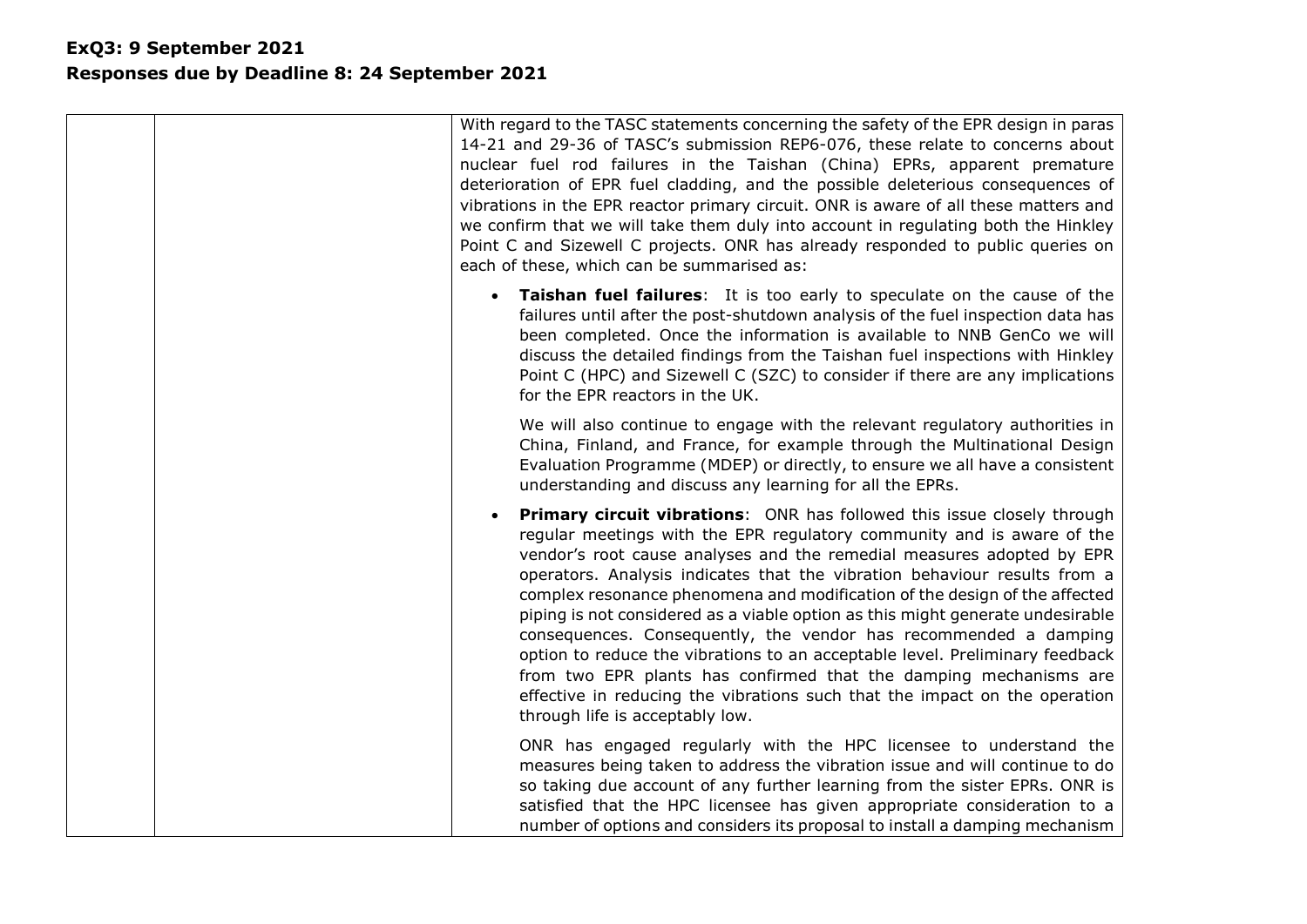| | | With regard to the TASC statements concerning the safety of the EPR design in paras 14-21 and 29-36 of TASC's submission REP6-076, these relate to concerns about nuclear fuel rod failures in the Taishan (China) EPRs, apparent premature deterioration of EPR fuel cladding, and the possible deleterious consequences of vibrations in the EPR reactor primary circuit. ONR is aware of all these matters and we confirm that we will take them duly into account in regulating both the Hinkley Point C and Sizewell C projects. ONR has already responded to public queries on each of these, which can be summarised as:<br><br>• **Taishan fuel failures**: It is too early to speculate on the cause of the failures until after the post-shutdown analysis of the fuel inspection data has been completed. Once the information is available to NNB GenCo we will discuss the detailed findings from the Taishan fuel inspections with Hinkley Point C (HPC) and Sizewell C (SZC) to consider if there are any implications for the EPR reactors in the UK.<br><br>We will also continue to engage with the relevant regulatory authorities in China, Finland, and France, for example through the Multinational Design Evaluation Programme (MDEP) or directly, to ensure we all have a consistent understanding and discuss any learning for all the EPRs.<br><br>• **Primary circuit vibrations**: ONR has followed this issue closely through regular meetings with the EPR regulatory community and is aware of the vendor's root cause analyses and the remedial measures adopted by EPR operators. Analysis indicates that the vibration behaviour results from a complex resonance phenomena and modification of the design of the affected piping is not considered as a viable option as this might generate undesirable consequences. Consequently, the vendor has recommended a damping option to reduce the vibrations to an acceptable level. Preliminary feedback from two EPR plants has confirmed that the damping mechanisms are effective in reducing the vibrations such that the impact on the operation through life is acceptably low.<br><br>ONR has engaged regularly with the HPC licensee to understand the measures being taken to address the vibration issue and will continue to do so taking due account of any further learning from the sister EPRs. ONR is satisfied that the HPC licensee has given appropriate consideration to a number of options and considers its proposal to install a damping mechanism |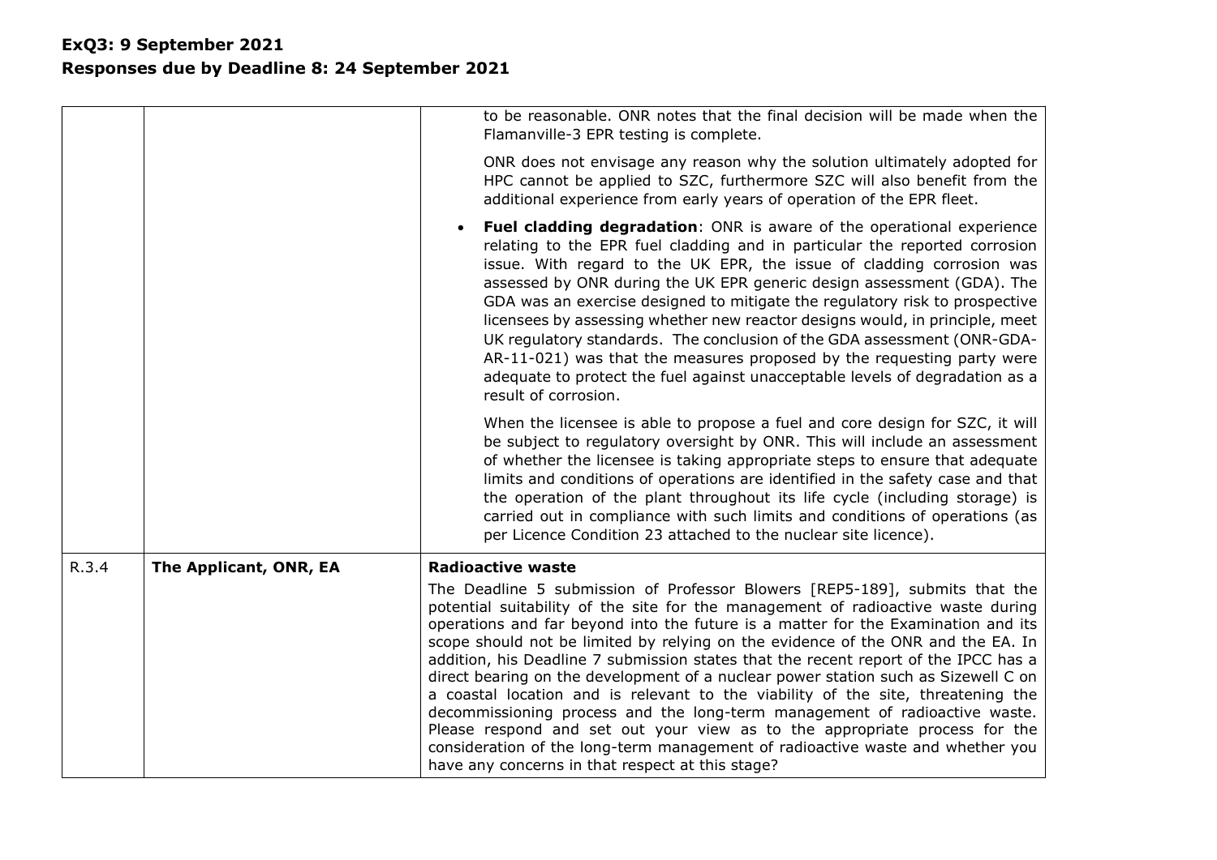**ExQ3: 9 September 2021**
**Responses due by Deadline 8: 24 September 2021**

| | | |
|---|---|---|
| | | to be reasonable. ONR notes that the final decision will be made when the Flamanville-3 EPR testing is complete.<br><br>ONR does not envisage any reason why the solution ultimately adopted for HPC cannot be applied to SZC, furthermore SZC will also benefit from the additional experience from early years of operation of the EPR fleet.<br><br>• **Fuel cladding degradation**: ONR is aware of the operational experience relating to the EPR fuel cladding and in particular the reported corrosion issue. With regard to the UK EPR, the issue of cladding corrosion was assessed by ONR during the UK EPR generic design assessment (GDA). The GDA was an exercise designed to mitigate the regulatory risk to prospective licensees by assessing whether new reactor designs would, in principle, meet UK regulatory standards. The conclusion of the GDA assessment (ONR-GDA-AR-11-021) was that the measures proposed by the requesting party were adequate to protect the fuel against unacceptable levels of degradation as a result of corrosion.<br><br>When the licensee is able to propose a fuel and core design for SZC, it will be subject to regulatory oversight by ONR. This will include an assessment of whether the licensee is taking appropriate steps to ensure that adequate limits and conditions of operations are identified in the safety case and that the operation of the plant throughout its life cycle (including storage) is carried out in compliance with such limits and conditions of operations (as per Licence Condition 23 attached to the nuclear site licence). |
| R.3.4 | **The Applicant, ONR, EA** | **Radioactive waste**<br><br>The Deadline 5 submission of Professor Blowers [REP5-189], submits that the potential suitability of the site for the management of radioactive waste during operations and far beyond into the future is a matter for the Examination and its scope should not be limited by relying on the evidence of the ONR and the EA. In addition, his Deadline 7 submission states that the recent report of the IPCC has a direct bearing on the development of a nuclear power station such as Sizewell C on a coastal location and is relevant to the viability of the site, threatening the decommissioning process and the long-term management of radioactive waste. Please respond and set out your view as to the appropriate process for the consideration of the long-term management of radioactive waste and whether you have any concerns in that respect at this stage? |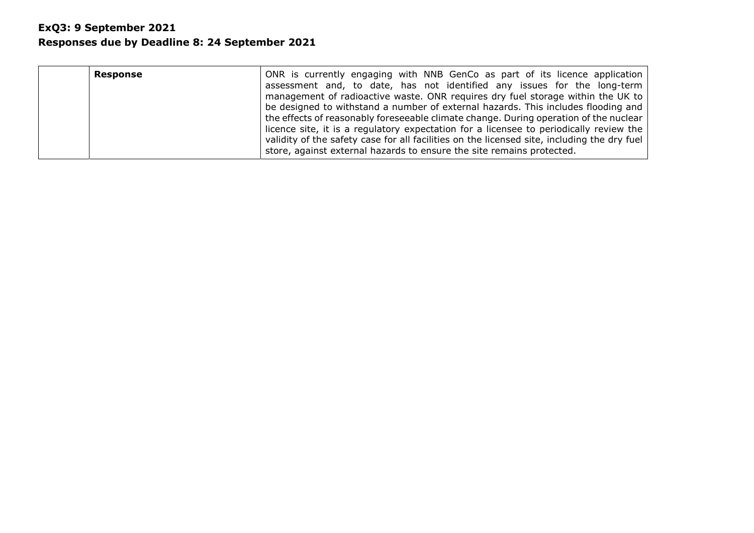| | | |
|---|---|---|
| | **Response** | ONR is currently engaging with NNB GenCo as part of its licence application assessment and, to date, has not identified any issues for the long-term management of radioactive waste. ONR requires dry fuel storage within the UK to be designed to withstand a number of external hazards. This includes flooding and the effects of reasonably foreseeable climate change. During operation of the nuclear licence site, it is a regulatory expectation for a licensee to periodically review the validity of the safety case for all facilities on the licensed site, including the dry fuel store, against external hazards to ensure the site remains protected. |